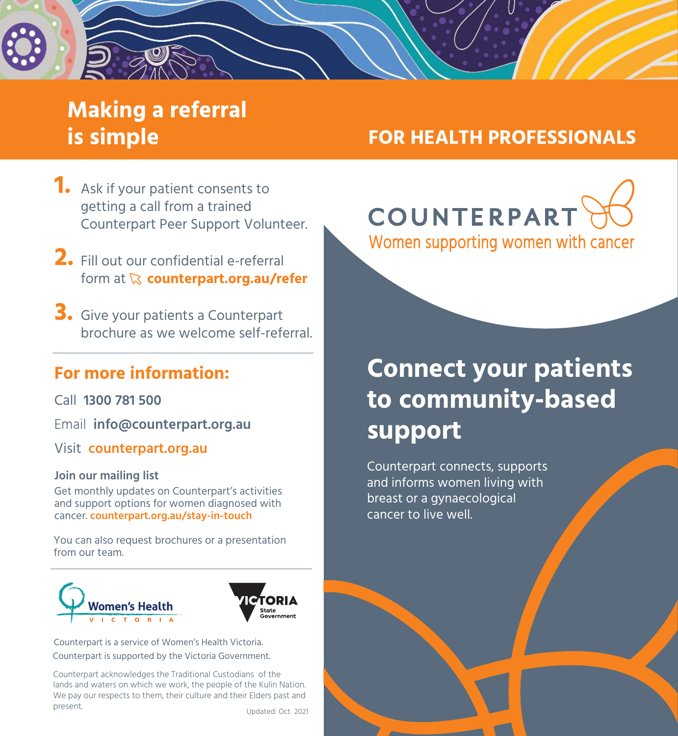# Making a referral is simple

## FOR HEALTH PROFESSIONALS

1. Ask if your patient consents to getting a call from a trained Counterpart Peer Support Volunteer.
2. Fill out our confidential e-referral form at **counterpart.org.au/refer**
3. Give your patients a Counterpart brochure as we welcome self-referral.

## For more information:

Call **1300 781 500**

Email **info@counterpart.org.au**

Visit **counterpart.org.au**

**Join our mailing list**

Get monthly updates on Counterpart's activities and support options for women diagnosed with cancer. **counterpart.org.au/stay-in-touch**

You can also request brochures or a presentation from our team.

Women's Health VICTORIA

VICTORIA State Government

Counterpart is a service of Women's Health Victoria.

Counterpart is supported by the Victoria Government.

Counterpart acknowledges the Traditional Custodians of the lands and waters on which we work, the people of the Kulin Nation. We pay our respects to them, their culture and their Elders past and present.

Updated: Oct 2021

COUNTERPART

Women supporting women with cancer

# Connect your patients to community-based support

Counterpart connects, supports and informs women living with breast or a gynaecological cancer to live well.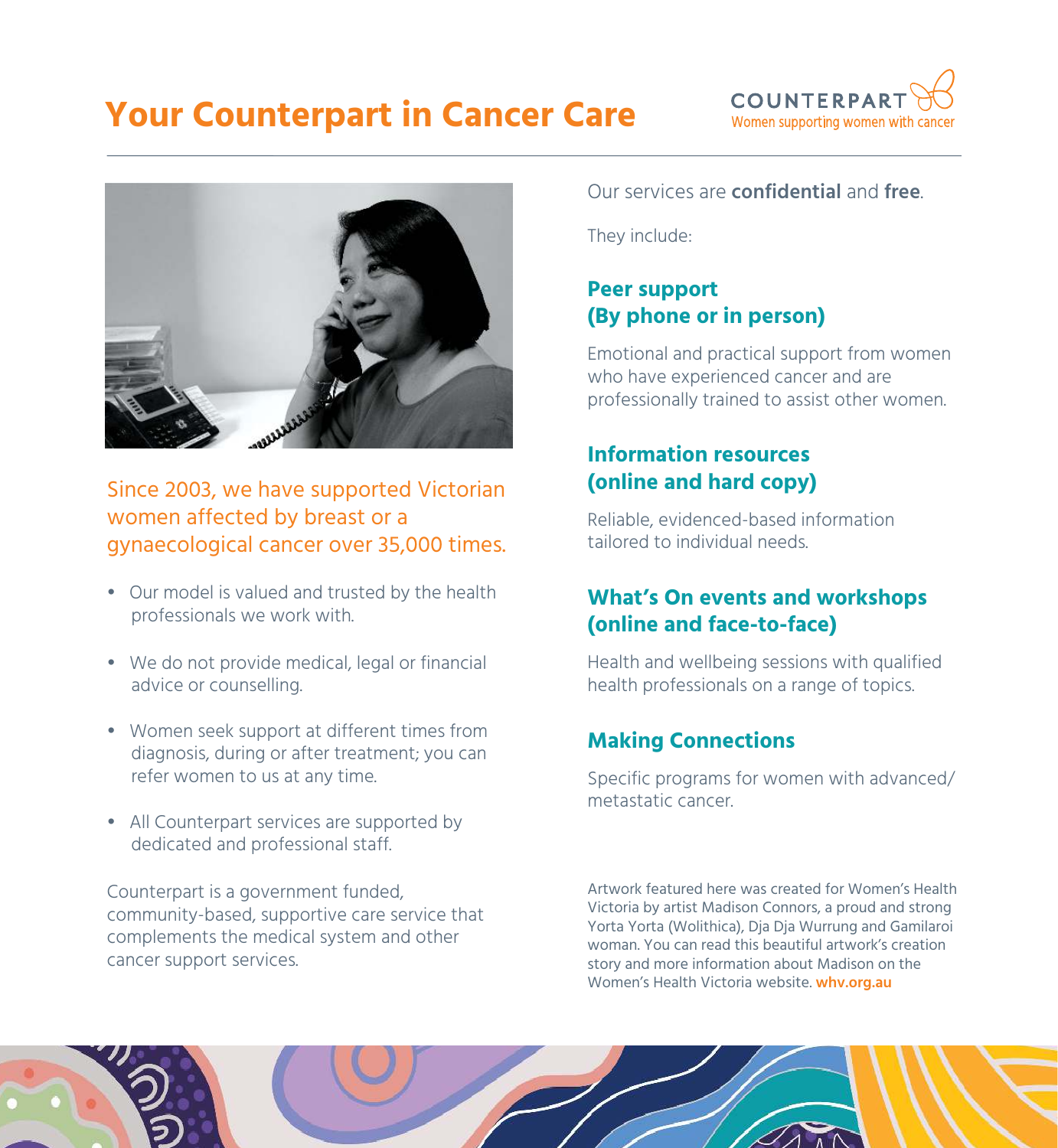# Your Counterpart in Cancer Care

COUNTERPART
Women supporting women with cancer

Since 2003, we have supported Victorian women affected by breast or a gynaecological cancer over 35,000 times.

- Our model is valued and trusted by the health professionals we work with.
- We do not provide medical, legal or financial advice or counselling.
- Women seek support at different times from diagnosis, during or after treatment; you can refer women to us at any time.
- All Counterpart services are supported by dedicated and professional staff.

Counterpart is a government funded, community-based, supportive care service that complements the medical system and other cancer support services.

Our services are **confidential** and **free**.

They include:

## Peer support (By phone or in person)

Emotional and practical support from women who have experienced cancer and are professionally trained to assist other women.

## Information resources (online and hard copy)

Reliable, evidenced-based information tailored to individual needs.

## What's On events and workshops (online and face-to-face)

Health and wellbeing sessions with qualified health professionals on a range of topics.

## Making Connections

Specific programs for women with advanced/metastatic cancer.

Artwork featured here was created for Women's Health Victoria by artist Madison Connors, a proud and strong Yorta Yorta (Wolithica), Dja Dja Wurrung and Gamilaroi woman. You can read this beautiful artwork's creation story and more information about Madison on the Women's Health Victoria website. **whv.org.au**